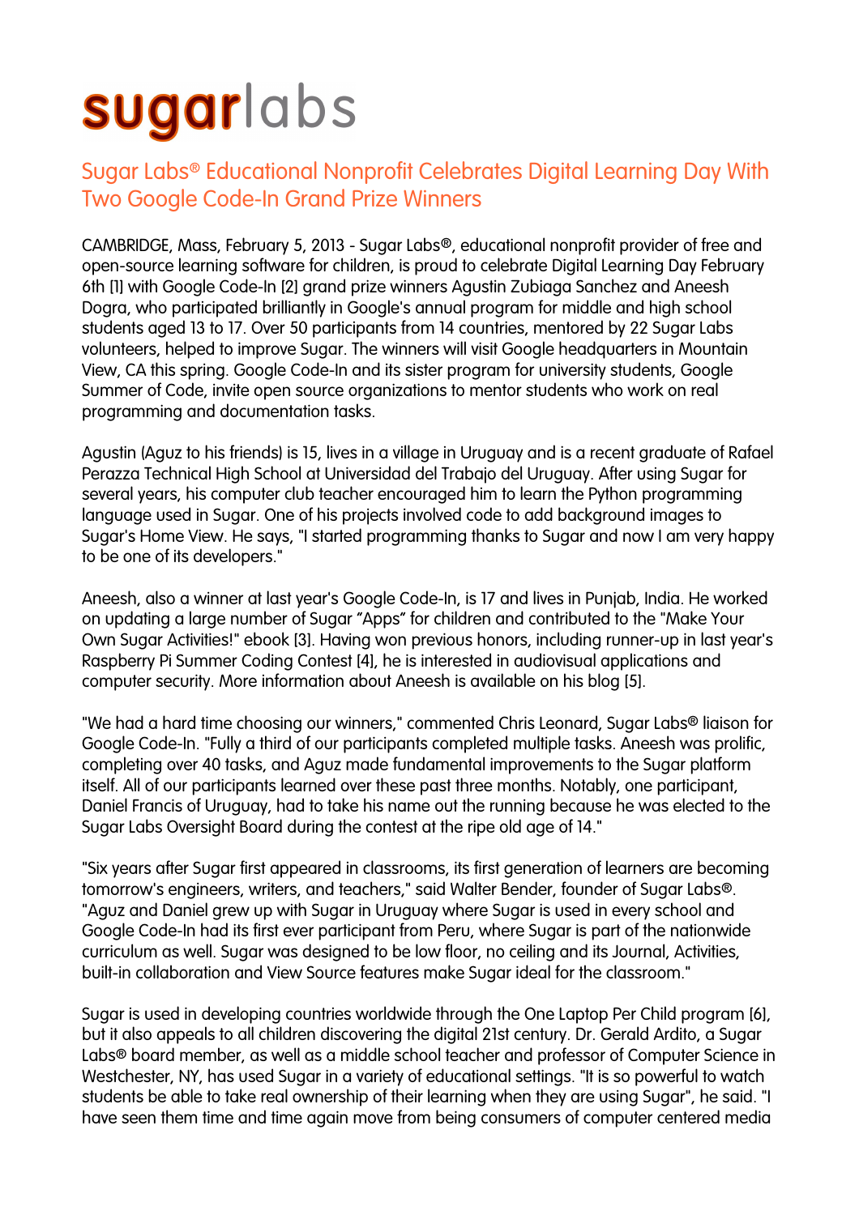# sugarlabs

## Sugar Labs® Educational Nonprofit Celebrates Digital Learning Day With Two Google Code-In Grand Prize Winners

CAMBRIDGE, Mass, February 5, 2013 - Sugar Labs®, educational nonprofit provider of free and open-source learning software for children, is proud to celebrate Digital Learning Day February 6th [1] with Google Code-In [2] grand prize winners Agustin Zubiaga Sanchez and Aneesh Dogra, who participated brilliantly in Google's annual program for middle and high school students aged 13 to 17. Over 50 participants from 14 countries, mentored by 22 Sugar Labs volunteers, helped to improve Sugar. The winners will visit Google headquarters in Mountain View, CA this spring. Google Code-In and its sister program for university students, Google Summer of Code, invite open source organizations to mentor students who work on real programming and documentation tasks.

Agustin (Aguz to his friends) is 15, lives in a village in Uruguay and is a recent graduate of Rafael Perazza Technical High School at Universidad del Trabajo del Uruguay. After using Sugar for several years, his computer club teacher encouraged him to learn the Python programming language used in Sugar. One of his projects involved code to add background images to Sugar's Home View. He says, "I started programming thanks to Sugar and now I am very happy to be one of its developers."

Aneesh, also a winner at last year's Google Code-In, is 17 and lives in Punjab, India. He worked on updating a large number of Sugar "Apps" for children and contributed to the "Make Your Own Sugar Activities!" ebook [3]. Having won previous honors, including runner-up in last year's Raspberry Pi Summer Coding Contest [4], he is interested in audiovisual applications and computer security. More information about Aneesh is available on his blog [5].

"We had a hard time choosing our winners," commented Chris Leonard, Sugar Labs® liaison for Google Code-In. "Fully a third of our participants completed multiple tasks. Aneesh was prolific, completing over 40 tasks, and Aguz made fundamental improvements to the Sugar platform itself. All of our participants learned over these past three months. Notably, one participant, Daniel Francis of Uruguay, had to take his name out the running because he was elected to the Sugar Labs Oversight Board during the contest at the ripe old age of 14."

"Six years after Sugar first appeared in classrooms, its first generation of learners are becoming tomorrow's engineers, writers, and teachers," said Walter Bender, founder of Sugar Labs®. "Aguz and Daniel grew up with Sugar in Uruguay where Sugar is used in every school and Google Code-In had its first ever participant from Peru, where Sugar is part of the nationwide curriculum as well. Sugar was designed to be low floor, no ceiling and its Journal, Activities, built-in collaboration and View Source features make Sugar ideal for the classroom."

Sugar is used in developing countries worldwide through the One Laptop Per Child program [6], but it also appeals to all children discovering the digital 21st century. Dr. Gerald Ardito, a Sugar Labs® board member, as well as a middle school teacher and professor of Computer Science in Westchester, NY, has used Sugar in a variety of educational settings. "It is so powerful to watch students be able to take real ownership of their learning when they are using Sugar", he said. "I have seen them time and time again move from being consumers of computer centered media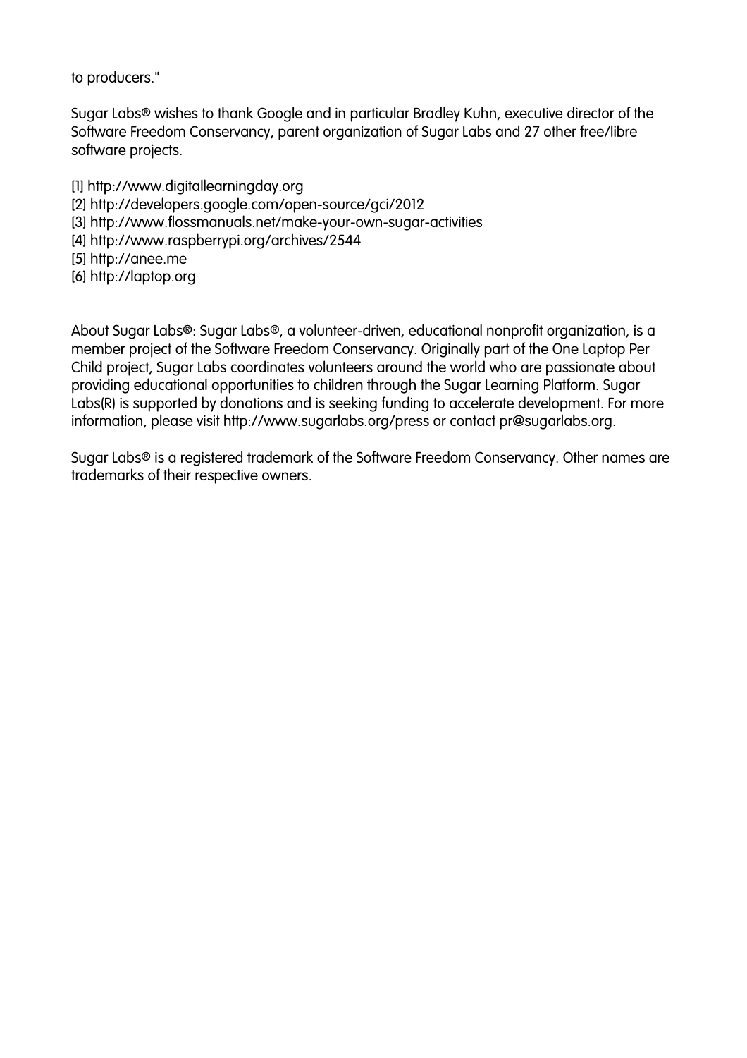to producers."

Sugar Labs® wishes to thank Google and in particular Bradley Kuhn, executive director of the Software Freedom Conservancy, parent organization of Sugar Labs and 27 other free/libre software projects.

[1] http://www.digitallearningday.org
[2] http://developers.google.com/open-source/gci/2012
[3] http://www.flossmanuals.net/make-your-own-sugar-activities
[4] http://www.raspberrypi.org/archives/2544
[5] http://anee.me
[6] http://laptop.org

About Sugar Labs®: Sugar Labs®, a volunteer-driven, educational nonprofit organization, is a member project of the Software Freedom Conservancy. Originally part of the One Laptop Per Child project, Sugar Labs coordinates volunteers around the world who are passionate about providing educational opportunities to children through the Sugar Learning Platform. Sugar Labs(R) is supported by donations and is seeking funding to accelerate development. For more information, please visit http://www.sugarlabs.org/press or contact pr@sugarlabs.org.

Sugar Labs® is a registered trademark of the Software Freedom Conservancy. Other names are trademarks of their respective owners.